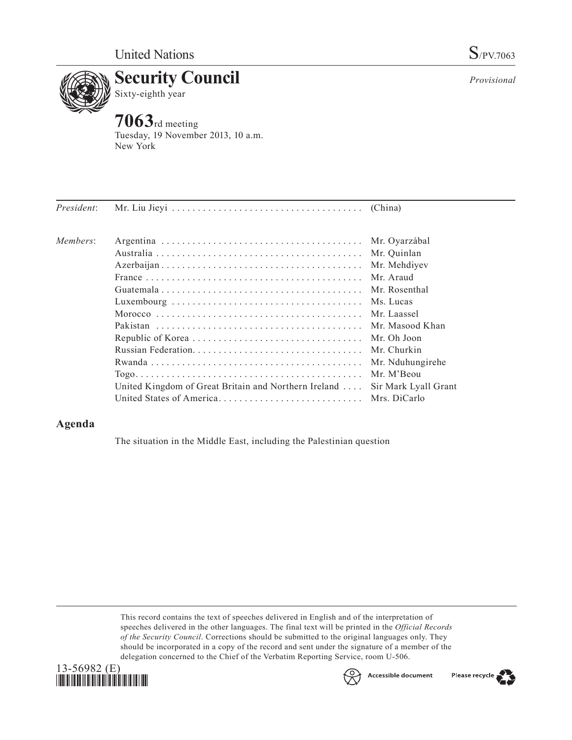United Nations S/PV.7063

# Security Council

Sixty-eighth year

*Provisional*

**7063**rd meeting
Tuesday, 19 November 2013, 10 a.m.
New York

| | | |
|---|---|---|
| *President*: | Mr. Liu Jieyi | (China) |
| *Members*: | Argentina | Mr. Oyarzábal |
| | Australia | Mr. Quinlan |
| | Azerbaijan | Mr. Mehdiyev |
| | France | Mr. Araud |
| | Guatemala | Mr. Rosenthal |
| | Luxembourg | Ms. Lucas |
| | Morocco | Mr. Laassel |
| | Pakistan | Mr. Masood Khan |
| | Republic of Korea | Mr. Oh Joon |
| | Russian Federation | Mr. Churkin |
| | Rwanda | Mr. Nduhungirehe |
| | Togo | Mr. M'Beou |
| | United Kingdom of Great Britain and Northern Ireland | Sir Mark Lyall Grant |
| | United States of America | Mrs. DiCarlo |

## Agenda

The situation in the Middle East, including the Palestinian question

This record contains the text of speeches delivered in English and of the interpretation of speeches delivered in the other languages. The final text will be printed in the *Official Records of the Security Council*. Corrections should be submitted to the original languages only. They should be incorporated in a copy of the record and sent under the signature of a member of the delegation concerned to the Chief of the Verbatim Reporting Service, room U-506.

13-56982 (E)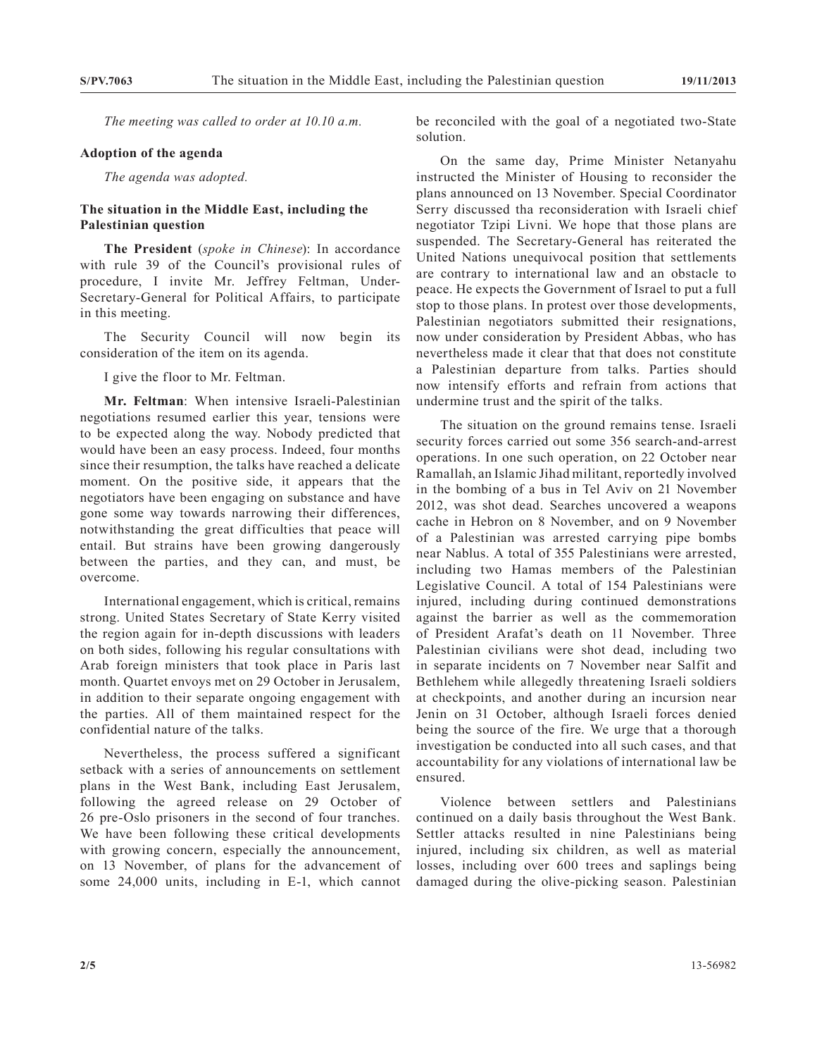*The meeting was called to order at 10.10 a.m.*

### Adoption of the agenda

*The agenda was adopted.*

### The situation in the Middle East, including the Palestinian question

**The President** (*spoke in Chinese*): In accordance with rule 39 of the Council's provisional rules of procedure, I invite Mr. Jeffrey Feltman, Under-Secretary-General for Political Affairs, to participate in this meeting.

The Security Council will now begin its consideration of the item on its agenda.

I give the floor to Mr. Feltman.

**Mr. Feltman**: When intensive Israeli-Palestinian negotiations resumed earlier this year, tensions were to be expected along the way. Nobody predicted that would have been an easy process. Indeed, four months since their resumption, the talks have reached a delicate moment. On the positive side, it appears that the negotiators have been engaging on substance and have gone some way towards narrowing their differences, notwithstanding the great difficulties that peace will entail. But strains have been growing dangerously between the parties, and they can, and must, be overcome.

International engagement, which is critical, remains strong. United States Secretary of State Kerry visited the region again for in-depth discussions with leaders on both sides, following his regular consultations with Arab foreign ministers that took place in Paris last month. Quartet envoys met on 29 October in Jerusalem, in addition to their separate ongoing engagement with the parties. All of them maintained respect for the confidential nature of the talks.

Nevertheless, the process suffered a significant setback with a series of announcements on settlement plans in the West Bank, including East Jerusalem, following the agreed release on 29 October of 26 pre-Oslo prisoners in the second of four tranches. We have been following these critical developments with growing concern, especially the announcement, on 13 November, of plans for the advancement of some 24,000 units, including in E-1, which cannot be reconciled with the goal of a negotiated two-State solution.

On the same day, Prime Minister Netanyahu instructed the Minister of Housing to reconsider the plans announced on 13 November. Special Coordinator Serry discussed tha reconsideration with Israeli chief negotiator Tzipi Livni. We hope that those plans are suspended. The Secretary-General has reiterated the United Nations unequivocal position that settlements are contrary to international law and an obstacle to peace. He expects the Government of Israel to put a full stop to those plans. In protest over those developments, Palestinian negotiators submitted their resignations, now under consideration by President Abbas, who has nevertheless made it clear that that does not constitute a Palestinian departure from talks. Parties should now intensify efforts and refrain from actions that undermine trust and the spirit of the talks.

The situation on the ground remains tense. Israeli security forces carried out some 356 search-and-arrest operations. In one such operation, on 22 October near Ramallah, an Islamic Jihad militant, reportedly involved in the bombing of a bus in Tel Aviv on 21 November 2012, was shot dead. Searches uncovered a weapons cache in Hebron on 8 November, and on 9 November of a Palestinian was arrested carrying pipe bombs near Nablus. A total of 355 Palestinians were arrested, including two Hamas members of the Palestinian Legislative Council. A total of 154 Palestinians were injured, including during continued demonstrations against the barrier as well as the commemoration of President Arafat's death on 11 November. Three Palestinian civilians were shot dead, including two in separate incidents on 7 November near Salfit and Bethlehem while allegedly threatening Israeli soldiers at checkpoints, and another during an incursion near Jenin on 31 October, although Israeli forces denied being the source of the fire. We urge that a thorough investigation be conducted into all such cases, and that accountability for any violations of international law be ensured.

Violence between settlers and Palestinians continued on a daily basis throughout the West Bank. Settler attacks resulted in nine Palestinians being injured, including six children, as well as material losses, including over 600 trees and saplings being damaged during the olive-picking season. Palestinian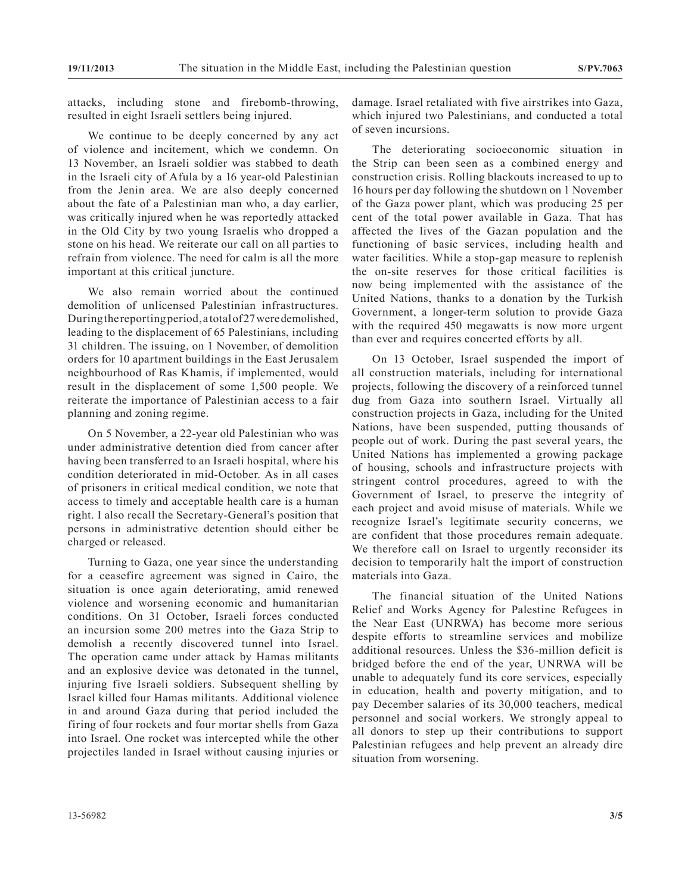attacks, including stone and firebomb-throwing, resulted in eight Israeli settlers being injured.

We continue to be deeply concerned by any act of violence and incitement, which we condemn. On 13 November, an Israeli soldier was stabbed to death in the Israeli city of Afula by a 16 year-old Palestinian from the Jenin area. We are also deeply concerned about the fate of a Palestinian man who, a day earlier, was critically injured when he was reportedly attacked in the Old City by two young Israelis who dropped a stone on his head. We reiterate our call on all parties to refrain from violence. The need for calm is all the more important at this critical juncture.

We also remain worried about the continued demolition of unlicensed Palestinian infrastructures. During the reporting period, a total of 27 were demolished, leading to the displacement of 65 Palestinians, including 31 children. The issuing, on 1 November, of demolition orders for 10 apartment buildings in the East Jerusalem neighbourhood of Ras Khamis, if implemented, would result in the displacement of some 1,500 people. We reiterate the importance of Palestinian access to a fair planning and zoning regime.

On 5 November, a 22-year old Palestinian who was under administrative detention died from cancer after having been transferred to an Israeli hospital, where his condition deteriorated in mid-October. As in all cases of prisoners in critical medical condition, we note that access to timely and acceptable health care is a human right. I also recall the Secretary-General's position that persons in administrative detention should either be charged or released.

Turning to Gaza, one year since the understanding for a ceasefire agreement was signed in Cairo, the situation is once again deteriorating, amid renewed violence and worsening economic and humanitarian conditions. On 31 October, Israeli forces conducted an incursion some 200 metres into the Gaza Strip to demolish a recently discovered tunnel into Israel. The operation came under attack by Hamas militants and an explosive device was detonated in the tunnel, injuring five Israeli soldiers. Subsequent shelling by Israel killed four Hamas militants. Additional violence in and around Gaza during that period included the firing of four rockets and four mortar shells from Gaza into Israel. One rocket was intercepted while the other projectiles landed in Israel without causing injuries or damage. Israel retaliated with five airstrikes into Gaza, which injured two Palestinians, and conducted a total of seven incursions.

The deteriorating socioeconomic situation in the Strip can been seen as a combined energy and construction crisis. Rolling blackouts increased to up to 16 hours per day following the shutdown on 1 November of the Gaza power plant, which was producing 25 per cent of the total power available in Gaza. That has affected the lives of the Gazan population and the functioning of basic services, including health and water facilities. While a stop-gap measure to replenish the on-site reserves for those critical facilities is now being implemented with the assistance of the United Nations, thanks to a donation by the Turkish Government, a longer-term solution to provide Gaza with the required 450 megawatts is now more urgent than ever and requires concerted efforts by all.

On 13 October, Israel suspended the import of all construction materials, including for international projects, following the discovery of a reinforced tunnel dug from Gaza into southern Israel. Virtually all construction projects in Gaza, including for the United Nations, have been suspended, putting thousands of people out of work. During the past several years, the United Nations has implemented a growing package of housing, schools and infrastructure projects with stringent control procedures, agreed to with the Government of Israel, to preserve the integrity of each project and avoid misuse of materials. While we recognize Israel's legitimate security concerns, we are confident that those procedures remain adequate. We therefore call on Israel to urgently reconsider its decision to temporarily halt the import of construction materials into Gaza.

The financial situation of the United Nations Relief and Works Agency for Palestine Refugees in the Near East (UNRWA) has become more serious despite efforts to streamline services and mobilize additional resources. Unless the $36-million deficit is bridged before the end of the year, UNRWA will be unable to adequately fund its core services, especially in education, health and poverty mitigation, and to pay December salaries of its 30,000 teachers, medical personnel and social workers. We strongly appeal to all donors to step up their contributions to support Palestinian refugees and help prevent an already dire situation from worsening.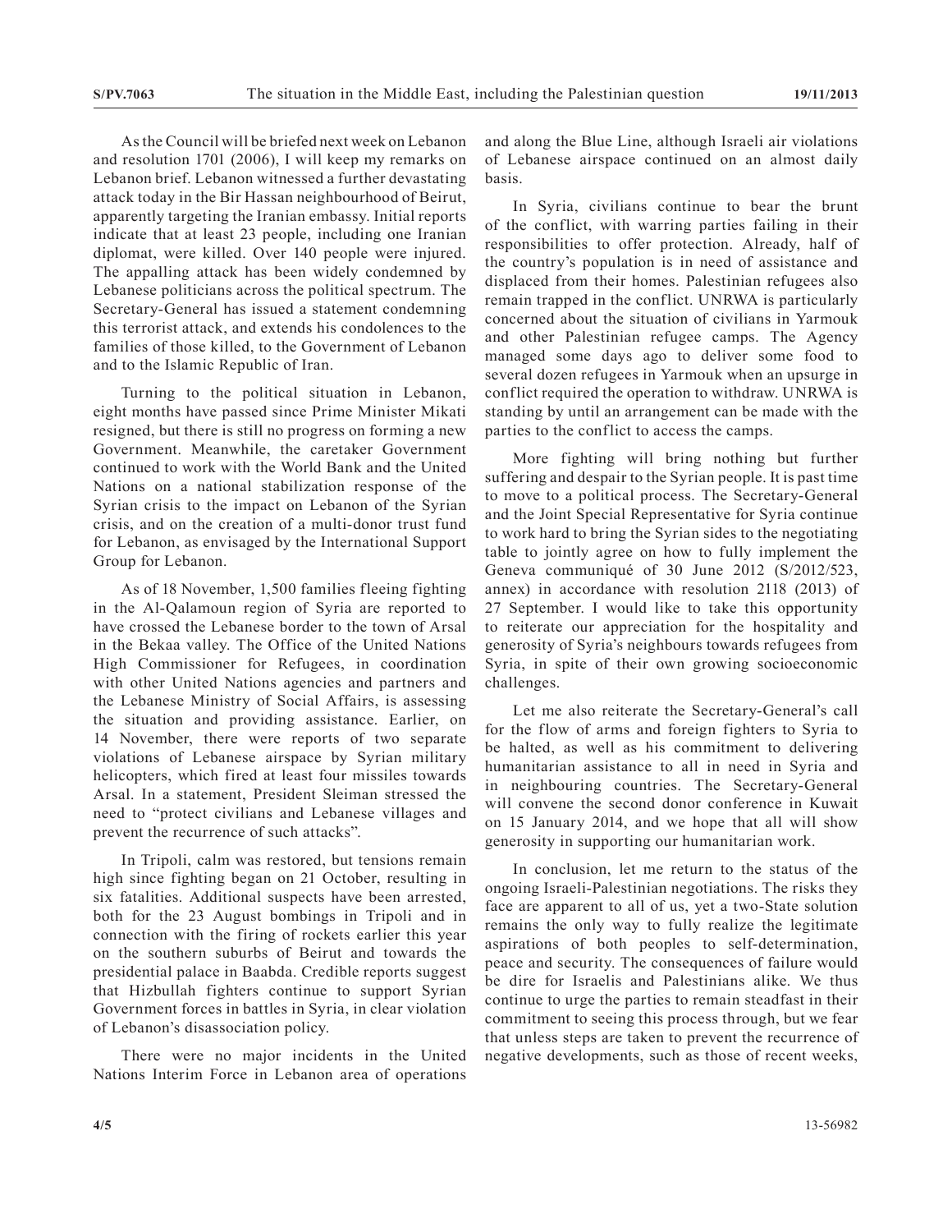As the Council will be briefed next week on Lebanon and resolution 1701 (2006), I will keep my remarks on Lebanon brief. Lebanon witnessed a further devastating attack today in the Bir Hassan neighbourhood of Beirut, apparently targeting the Iranian embassy. Initial reports indicate that at least 23 people, including one Iranian diplomat, were killed. Over 140 people were injured. The appalling attack has been widely condemned by Lebanese politicians across the political spectrum. The Secretary-General has issued a statement condemning this terrorist attack, and extends his condolences to the families of those killed, to the Government of Lebanon and to the Islamic Republic of Iran.

Turning to the political situation in Lebanon, eight months have passed since Prime Minister Mikati resigned, but there is still no progress on forming a new Government. Meanwhile, the caretaker Government continued to work with the World Bank and the United Nations on a national stabilization response of the Syrian crisis to the impact on Lebanon of the Syrian crisis, and on the creation of a multi-donor trust fund for Lebanon, as envisaged by the International Support Group for Lebanon.

As of 18 November, 1,500 families fleeing fighting in the Al-Qalamoun region of Syria are reported to have crossed the Lebanese border to the town of Arsal in the Bekaa valley. The Office of the United Nations High Commissioner for Refugees, in coordination with other United Nations agencies and partners and the Lebanese Ministry of Social Affairs, is assessing the situation and providing assistance. Earlier, on 14 November, there were reports of two separate violations of Lebanese airspace by Syrian military helicopters, which fired at least four missiles towards Arsal. In a statement, President Sleiman stressed the need to "protect civilians and Lebanese villages and prevent the recurrence of such attacks".

In Tripoli, calm was restored, but tensions remain high since fighting began on 21 October, resulting in six fatalities. Additional suspects have been arrested, both for the 23 August bombings in Tripoli and in connection with the firing of rockets earlier this year on the southern suburbs of Beirut and towards the presidential palace in Baabda. Credible reports suggest that Hizbullah fighters continue to support Syrian Government forces in battles in Syria, in clear violation of Lebanon's disassociation policy.

There were no major incidents in the United Nations Interim Force in Lebanon area of operations and along the Blue Line, although Israeli air violations of Lebanese airspace continued on an almost daily basis.

In Syria, civilians continue to bear the brunt of the conflict, with warring parties failing in their responsibilities to offer protection. Already, half of the country's population is in need of assistance and displaced from their homes. Palestinian refugees also remain trapped in the conflict. UNRWA is particularly concerned about the situation of civilians in Yarmouk and other Palestinian refugee camps. The Agency managed some days ago to deliver some food to several dozen refugees in Yarmouk when an upsurge in conflict required the operation to withdraw. UNRWA is standing by until an arrangement can be made with the parties to the conflict to access the camps.

More fighting will bring nothing but further suffering and despair to the Syrian people. It is past time to move to a political process. The Secretary-General and the Joint Special Representative for Syria continue to work hard to bring the Syrian sides to the negotiating table to jointly agree on how to fully implement the Geneva communiqué of 30 June 2012 (S/2012/523, annex) in accordance with resolution 2118 (2013) of 27 September. I would like to take this opportunity to reiterate our appreciation for the hospitality and generosity of Syria's neighbours towards refugees from Syria, in spite of their own growing socioeconomic challenges.

Let me also reiterate the Secretary-General's call for the flow of arms and foreign fighters to Syria to be halted, as well as his commitment to delivering humanitarian assistance to all in need in Syria and in neighbouring countries. The Secretary-General will convene the second donor conference in Kuwait on 15 January 2014, and we hope that all will show generosity in supporting our humanitarian work.

In conclusion, let me return to the status of the ongoing Israeli-Palestinian negotiations. The risks they face are apparent to all of us, yet a two-State solution remains the only way to fully realize the legitimate aspirations of both peoples to self-determination, peace and security. The consequences of failure would be dire for Israelis and Palestinians alike. We thus continue to urge the parties to remain steadfast in their commitment to seeing this process through, but we fear that unless steps are taken to prevent the recurrence of negative developments, such as those of recent weeks,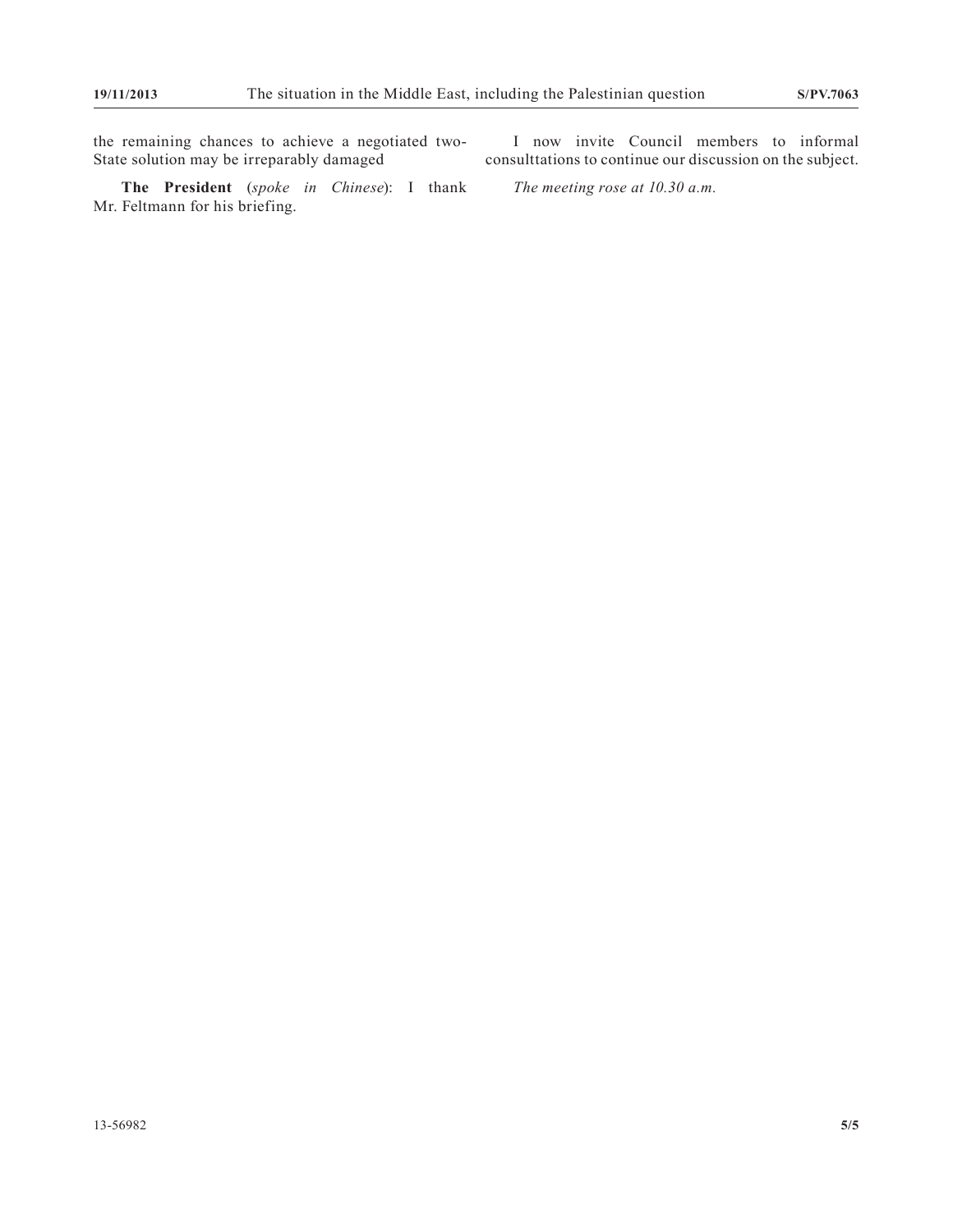the remaining chances to achieve a negotiated two-State solution may be irreparably damaged

**The President** (*spoke in Chinese*): I thank Mr. Feltmann for his briefing.

I now invite Council members to informal consulttations to continue our discussion on the subject.

*The meeting rose at 10.30 a.m.*